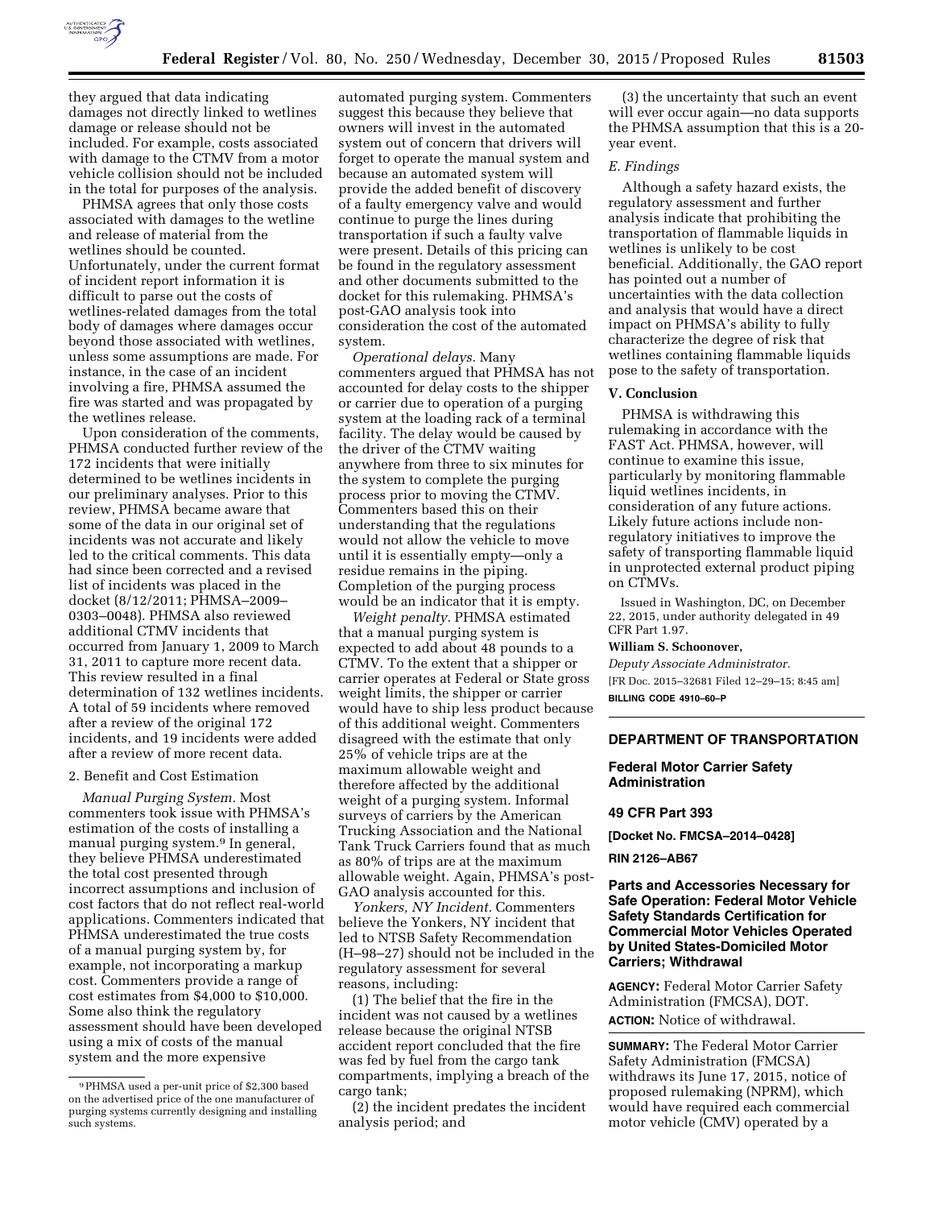they argued that data indicating damages not directly linked to wetlines damage or release should not be included. For example, costs associated with damage to the CTMV from a motor vehicle collision should not be included in the total for purposes of the analysis.

PHMSA agrees that only those costs associated with damages to the wetline and release of material from the wetlines should be counted. Unfortunately, under the current format of incident report information it is difficult to parse out the costs of wetlines-related damages from the total body of damages where damages occur beyond those associated with wetlines, unless some assumptions are made. For instance, in the case of an incident involving a fire, PHMSA assumed the fire was started and was propagated by the wetlines release.

Upon consideration of the comments, PHMSA conducted further review of the 172 incidents that were initially determined to be wetlines incidents in our preliminary analyses. Prior to this review, PHMSA became aware that some of the data in our original set of incidents was not accurate and likely led to the critical comments. This data had since been corrected and a revised list of incidents was placed in the docket (8/12/2011; PHMSA–2009–0303–0048). PHMSA also reviewed additional CTMV incidents that occurred from January 1, 2009 to March 31, 2011 to capture more recent data. This review resulted in a final determination of 132 wetlines incidents. A total of 59 incidents where removed after a review of the original 172 incidents, and 19 incidents were added after a review of more recent data.

2. Benefit and Cost Estimation

*Manual Purging System.* Most commenters took issue with PHMSA's estimation of the costs of installing a manual purging system.[9] In general, they believe PHMSA underestimated the total cost presented through incorrect assumptions and inclusion of cost factors that do not reflect real-world applications. Commenters indicated that PHMSA underestimated the true costs of a manual purging system by, for example, not incorporating a markup cost. Commenters provide a range of cost estimates from $4,000 to $10,000. Some also think the regulatory assessment should have been developed using a mix of costs of the manual system and the more expensive automated purging system. Commenters suggest this because they believe that owners will invest in the automated system out of concern that drivers will forget to operate the manual system and because an automated system will provide the added benefit of discovery of a faulty emergency valve and would continue to purge the lines during transportation if such a faulty valve were present. Details of this pricing can be found in the regulatory assessment and other documents submitted to the docket for this rulemaking. PHMSA's post-GAO analysis took into consideration the cost of the automated system.

*Operational delays.* Many commenters argued that PHMSA has not accounted for delay costs to the shipper or carrier due to operation of a purging system at the loading rack of a terminal facility. The delay would be caused by the driver of the CTMV waiting anywhere from three to six minutes for the system to complete the purging process prior to moving the CTMV. Commenters based this on their understanding that the regulations would not allow the vehicle to move until it is essentially empty—only a residue remains in the piping. Completion of the purging process would be an indicator that it is empty.

*Weight penalty.* PHMSA estimated that a manual purging system is expected to add about 48 pounds to a CTMV. To the extent that a shipper or carrier operates at Federal or State gross weight limits, the shipper or carrier would have to ship less product because of this additional weight. Commenters disagreed with the estimate that only 25% of vehicle trips are at the maximum allowable weight and therefore affected by the additional weight of a purging system. Informal surveys of carriers by the American Trucking Association and the National Tank Truck Carriers found that as much as 80% of trips are at the maximum allowable weight. Again, PHMSA's post-GAO analysis accounted for this.

*Yonkers, NY Incident.* Commenters believe the Yonkers, NY incident that led to NTSB Safety Recommendation (H–98–27) should not be included in the regulatory assessment for several reasons, including:

(1) The belief that the fire in the incident was not caused by a wetlines release because the original NTSB accident report concluded that the fire was fed by fuel from the cargo tank compartments, implying a breach of the cargo tank;

(2) the incident predates the incident analysis period; and

(3) the uncertainty that such an event will ever occur again—no data supports the PHMSA assumption that this is a 20-year event.

*E. Findings*

Although a safety hazard exists, the regulatory assessment and further analysis indicate that prohibiting the transportation of flammable liquids in wetlines is unlikely to be cost beneficial. Additionally, the GAO report has pointed out a number of uncertainties with the data collection and analysis that would have a direct impact on PHMSA's ability to fully characterize the degree of risk that wetlines containing flammable liquids pose to the safety of transportation.

## V. Conclusion

PHMSA is withdrawing this rulemaking in accordance with the FAST Act. PHMSA, however, will continue to examine this issue, particularly by monitoring flammable liquid wetlines incidents, in consideration of any future actions. Likely future actions include non-regulatory initiatives to improve the safety of transporting flammable liquid in unprotected external product piping on CTMVs.

Issued in Washington, DC, on December 22, 2015, under authority delegated in 49 CFR Part 1.97.

**William S. Schoonover,**

*Deputy Associate Administrator.*

[FR Doc. 2015–32681 Filed 12–29–15; 8:45 am]

**BILLING CODE 4910–60–P**

---

## DEPARTMENT OF TRANSPORTATION

### Federal Motor Carrier Safety Administration

### 49 CFR Part 393

**[Docket No. FMCSA–2014–0428]**

**RIN 2126–AB67**

### Parts and Accessories Necessary for Safe Operation: Federal Motor Vehicle Safety Standards Certification for Commercial Motor Vehicles Operated by United States-Domiciled Motor Carriers; Withdrawal

**AGENCY:** Federal Motor Carrier Safety Administration (FMCSA), DOT.

**ACTION:** Notice of withdrawal.

**SUMMARY:** The Federal Motor Carrier Safety Administration (FMCSA) withdraws its June 17, 2015, notice of proposed rulemaking (NPRM), which would have required each commercial motor vehicle (CMV) operated by a

---

[9] PHMSA used a per-unit price of $2,300 based on the advertised price of the one manufacturer of purging systems currently designing and installing such systems.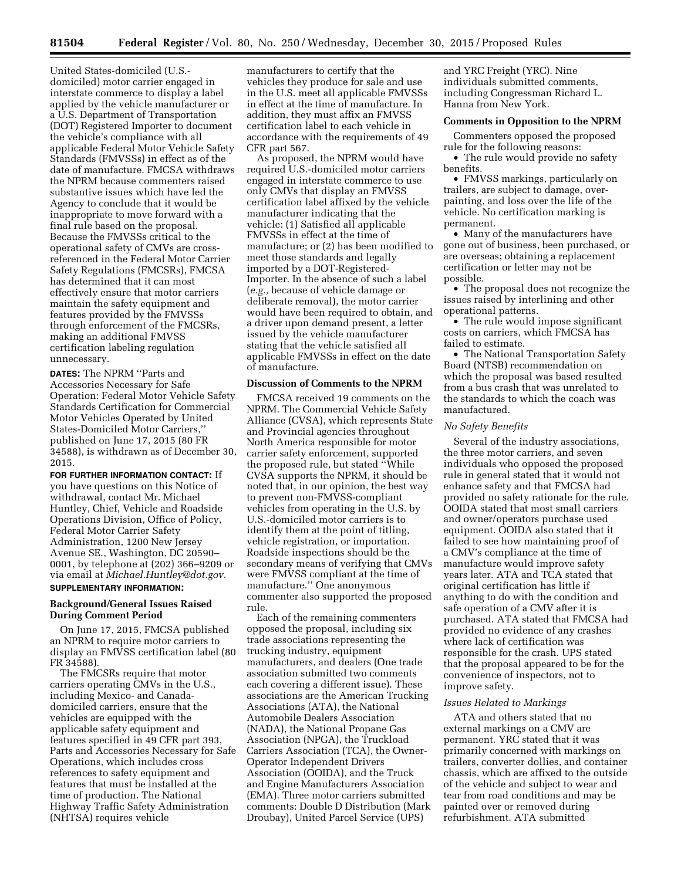United States-domiciled (U.S.-domiciled) motor carrier engaged in interstate commerce to display a label applied by the vehicle manufacturer or a U.S. Department of Transportation (DOT) Registered Importer to document the vehicle's compliance with all applicable Federal Motor Vehicle Safety Standards (FMVSSs) in effect as of the date of manufacture. FMCSA withdraws the NPRM because commenters raised substantive issues which have led the Agency to conclude that it would be inappropriate to move forward with a final rule based on the proposal. Because the FMVSSs critical to the operational safety of CMVs are cross-referenced in the Federal Motor Carrier Safety Regulations (FMCSRs), FMCSA has determined that it can most effectively ensure that motor carriers maintain the safety equipment and features provided by the FMVSSs through enforcement of the FMCSRs, making an additional FMVSS certification labeling regulation unnecessary.

**DATES:** The NPRM "Parts and Accessories Necessary for Safe Operation: Federal Motor Vehicle Safety Standards Certification for Commercial Motor Vehicles Operated by United States-Domiciled Motor Carriers," published on June 17, 2015 (80 FR 34588), is withdrawn as of December 30, 2015.

**FOR FURTHER INFORMATION CONTACT:** If you have questions on this Notice of withdrawal, contact Mr. Michael Huntley, Chief, Vehicle and Roadside Operations Division, Office of Policy, Federal Motor Carrier Safety Administration, 1200 New Jersey Avenue SE., Washington, DC 20590–0001, by telephone at (202) 366–9209 or via email at *Michael.Huntley@dot.gov.*

**SUPPLEMENTARY INFORMATION:**

## Background/General Issues Raised During Comment Period

On June 17, 2015, FMCSA published an NPRM to require motor carriers to display an FMVSS certification label (80 FR 34588).

The FMCSRs require that motor carriers operating CMVs in the U.S., including Mexico- and Canada-domiciled carriers, ensure that the vehicles are equipped with the applicable safety equipment and features specified in 49 CFR part 393, Parts and Accessories Necessary for Safe Operations, which includes cross references to safety equipment and features that must be installed at the time of production. The National Highway Traffic Safety Administration (NHTSA) requires vehicle manufacturers to certify that the vehicles they produce for sale and use in the U.S. meet all applicable FMVSSs in effect at the time of manufacture. In addition, they must affix an FMVSS certification label to each vehicle in accordance with the requirements of 49 CFR part 567.

As proposed, the NPRM would have required U.S.-domiciled motor carriers engaged in interstate commerce to use only CMVs that display an FMVSS certification label affixed by the vehicle manufacturer indicating that the vehicle: (1) Satisfied all applicable FMVSSs in effect at the time of manufacture; or (2) has been modified to meet those standards and legally imported by a DOT-Registered-Importer. In the absence of such a label (*e.g.,* because of vehicle damage or deliberate removal), the motor carrier would have been required to obtain, and a driver upon demand present, a letter issued by the vehicle manufacturer stating that the vehicle satisfied all applicable FMVSSs in effect on the date of manufacture.

## Discussion of Comments to the NPRM

FMCSA received 19 comments on the NPRM. The Commercial Vehicle Safety Alliance (CVSA), which represents State and Provincial agencies throughout North America responsible for motor carrier safety enforcement, supported the proposed rule, but stated "While CVSA supports the NPRM, it should be noted that, in our opinion, the best way to prevent non-FMVSS-compliant vehicles from operating in the U.S. by U.S.-domiciled motor carriers is to identify them at the point of titling, vehicle registration, or importation. Roadside inspections should be the secondary means of verifying that CMVs were FMVSS compliant at the time of manufacture." One anonymous commenter also supported the proposed rule.

Each of the remaining commenters opposed the proposal, including six trade associations representing the trucking industry, equipment manufacturers, and dealers (One trade association submitted two comments each covering a different issue). These associations are the American Trucking Associations (ATA), the National Automobile Dealers Association (NADA), the National Propane Gas Association (NPGA), the Truckload Carriers Association (TCA), the Owner-Operator Independent Drivers Association (OOIDA), and the Truck and Engine Manufacturers Association (EMA). Three motor carriers submitted comments: Double D Distribution (Mark Droubay), United Parcel Service (UPS) and YRC Freight (YRC). Nine individuals submitted comments, including Congressman Richard L. Hanna from New York.

### Comments in Opposition to the NPRM

Commenters opposed the proposed rule for the following reasons:

- The rule would provide no safety benefits.
- FMVSS markings, particularly on trailers, are subject to damage, over-painting, and loss over the life of the vehicle. No certification marking is permanent.
- Many of the manufacturers have gone out of business, been purchased, or are overseas; obtaining a replacement certification or letter may not be possible.
- The proposal does not recognize the issues raised by interlining and other operational patterns.
- The rule would impose significant costs on carriers, which FMCSA has failed to estimate.
- The National Transportation Safety Board (NTSB) recommendation on which the proposal was based resulted from a bus crash that was unrelated to the standards to which the coach was manufactured.

#### *No Safety Benefits*

Several of the industry associations, the three motor carriers, and seven individuals who opposed the proposed rule in general stated that it would not enhance safety and that FMCSA had provided no safety rationale for the rule. OOIDA stated that most small carriers and owner/operators purchase used equipment. OOIDA also stated that it failed to see how maintaining proof of a CMV's compliance at the time of manufacture would improve safety years later. ATA and TCA stated that original certification has little if anything to do with the condition and safe operation of a CMV after it is purchased. ATA stated that FMCSA had provided no evidence of any crashes where lack of certification was responsible for the crash. UPS stated that the proposal appeared to be for the convenience of inspectors, not to improve safety.

#### *Issues Related to Markings*

ATA and others stated that no external markings on a CMV are permanent. YRC stated that it was primarily concerned with markings on trailers, converter dollies, and container chassis, which are affixed to the outside of the vehicle and subject to wear and tear from road conditions and may be painted over or removed during refurbishment. ATA submitted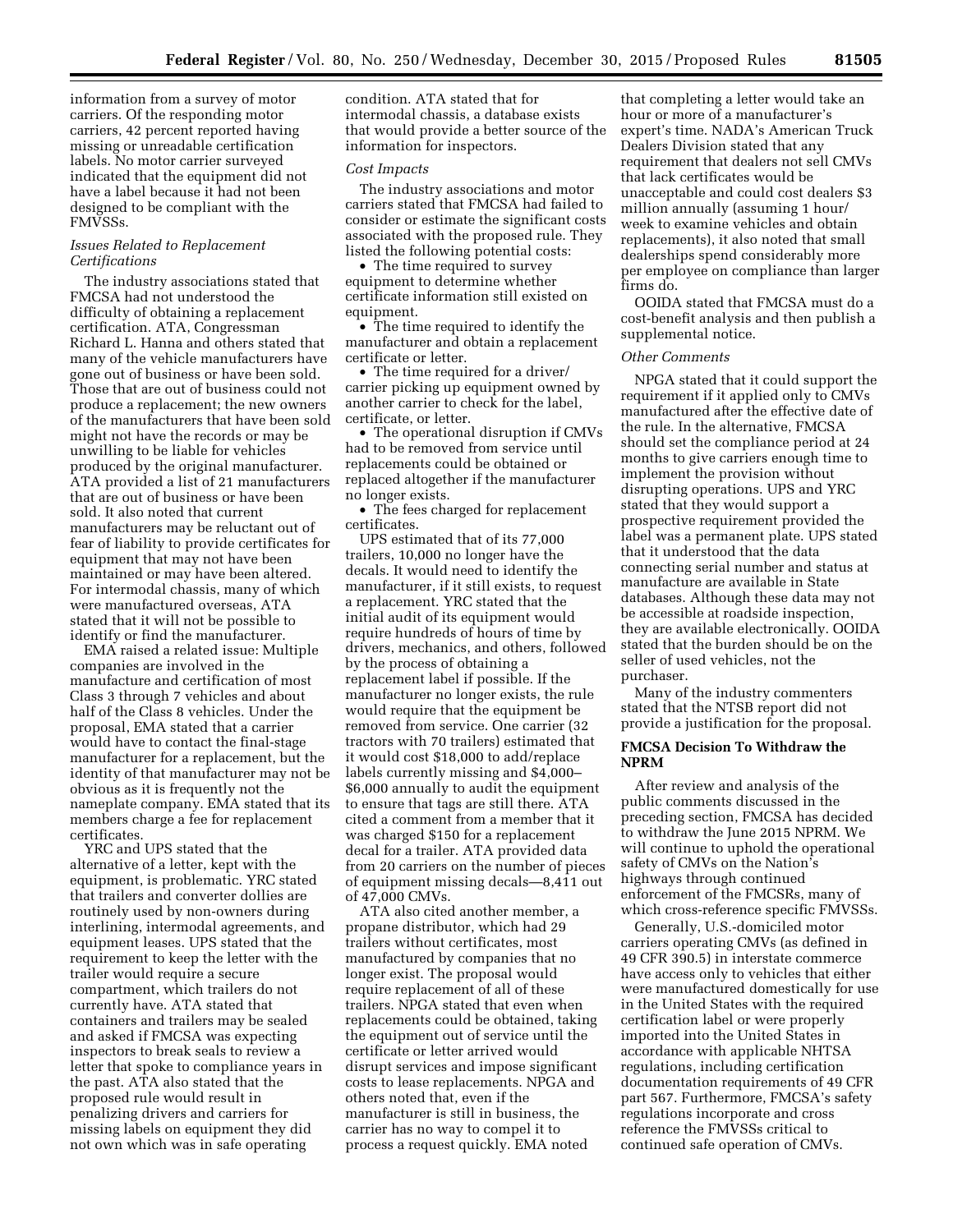information from a survey of motor carriers. Of the responding motor carriers, 42 percent reported having missing or unreadable certification labels. No motor carrier surveyed indicated that the equipment did not have a label because it had not been designed to be compliant with the FMVSSs.

*Issues Related to Replacement Certifications*

The industry associations stated that FMCSA had not understood the difficulty of obtaining a replacement certification. ATA, Congressman Richard L. Hanna and others stated that many of the vehicle manufacturers have gone out of business or have been sold. Those that are out of business could not produce a replacement; the new owners of the manufacturers that have been sold might not have the records or may be unwilling to be liable for vehicles produced by the original manufacturer. ATA provided a list of 21 manufacturers that are out of business or have been sold. It also noted that current manufacturers may be reluctant out of fear of liability to provide certificates for equipment that may not have been maintained or may have been altered. For intermodal chassis, many of which were manufactured overseas, ATA stated that it will not be possible to identify or find the manufacturer.

EMA raised a related issue: Multiple companies are involved in the manufacture and certification of most Class 3 through 7 vehicles and about half of the Class 8 vehicles. Under the proposal, EMA stated that a carrier would have to contact the final-stage manufacturer for a replacement, but the identity of that manufacturer may not be obvious as it is frequently not the nameplate company. EMA stated that its members charge a fee for replacement certificates.

YRC and UPS stated that the alternative of a letter, kept with the equipment, is problematic. YRC stated that trailers and converter dollies are routinely used by non-owners during interlining, intermodal agreements, and equipment leases. UPS stated that the requirement to keep the letter with the trailer would require a secure compartment, which trailers do not currently have. ATA stated that containers and trailers may be sealed and asked if FMCSA was expecting inspectors to break seals to review a letter that spoke to compliance years in the past. ATA also stated that the proposed rule would result in penalizing drivers and carriers for missing labels on equipment they did not own which was in safe operating condition. ATA stated that for intermodal chassis, a database exists that would provide a better source of the information for inspectors.

*Cost Impacts*

The industry associations and motor carriers stated that FMCSA had failed to consider or estimate the significant costs associated with the proposed rule. They listed the following potential costs:

- The time required to survey equipment to determine whether certificate information still existed on equipment.
- The time required to identify the manufacturer and obtain a replacement certificate or letter.
- The time required for a driver/carrier picking up equipment owned by another carrier to check for the label, certificate, or letter.
- The operational disruption if CMVs had to be removed from service until replacements could be obtained or replaced altogether if the manufacturer no longer exists.
- The fees charged for replacement certificates.

UPS estimated that of its 77,000 trailers, 10,000 no longer have the decals. It would need to identify the manufacturer, if it still exists, to request a replacement. YRC stated that the initial audit of its equipment would require hundreds of hours of time by drivers, mechanics, and others, followed by the process of obtaining a replacement label if possible. If the manufacturer no longer exists, the rule would require that the equipment be removed from service. One carrier (32 tractors with 70 trailers) estimated that it would cost $18,000 to add/replace labels currently missing and $4,000–$6,000 annually to audit the equipment to ensure that tags are still there. ATA cited a comment from a member that it was charged $150 for a replacement decal for a trailer. ATA provided data from 20 carriers on the number of pieces of equipment missing decals—8,411 out of 47,000 CMVs.

ATA also cited another member, a propane distributor, which had 29 trailers without certificates, most manufactured by companies that no longer exist. The proposal would require replacement of all of these trailers. NPGA stated that even when replacements could be obtained, taking the equipment out of service until the certificate or letter arrived would disrupt services and impose significant costs to lease replacements. NPGA and others noted that, even if the manufacturer is still in business, the carrier has no way to compel it to process a request quickly. EMA noted that completing a letter would take an hour or more of a manufacturer's expert's time. NADA's American Truck Dealers Division stated that any requirement that dealers not sell CMVs that lack certificates would be unacceptable and could cost dealers $3 million annually (assuming 1 hour/week to examine vehicles and obtain replacements), it also noted that small dealerships spend considerably more per employee on compliance than larger firms do.

OOIDA stated that FMCSA must do a cost-benefit analysis and then publish a supplemental notice.

*Other Comments*

NPGA stated that it could support the requirement if it applied only to CMVs manufactured after the effective date of the rule. In the alternative, FMCSA should set the compliance period at 24 months to give carriers enough time to implement the provision without disrupting operations. UPS and YRC stated that they would support a prospective requirement provided the label was a permanent plate. UPS stated that it understood that the data connecting serial number and status at manufacture are available in State databases. Although these data may not be accessible at roadside inspection, they are available electronically. OOIDA stated that the burden should be on the seller of used vehicles, not the purchaser.

Many of the industry commenters stated that the NTSB report did not provide a justification for the proposal.

## FMCSA Decision To Withdraw the NPRM

After review and analysis of the public comments discussed in the preceding section, FMCSA has decided to withdraw the June 2015 NPRM. We will continue to uphold the operational safety of CMVs on the Nation's highways through continued enforcement of the FMCSRs, many of which cross-reference specific FMVSSs.

Generally, U.S.-domiciled motor carriers operating CMVs (as defined in 49 CFR 390.5) in interstate commerce have access only to vehicles that either were manufactured domestically for use in the United States with the required certification label or were properly imported into the United States in accordance with applicable NHTSA regulations, including certification documentation requirements of 49 CFR part 567. Furthermore, FMCSA's safety regulations incorporate and cross reference the FMVSSs critical to continued safe operation of CMVs.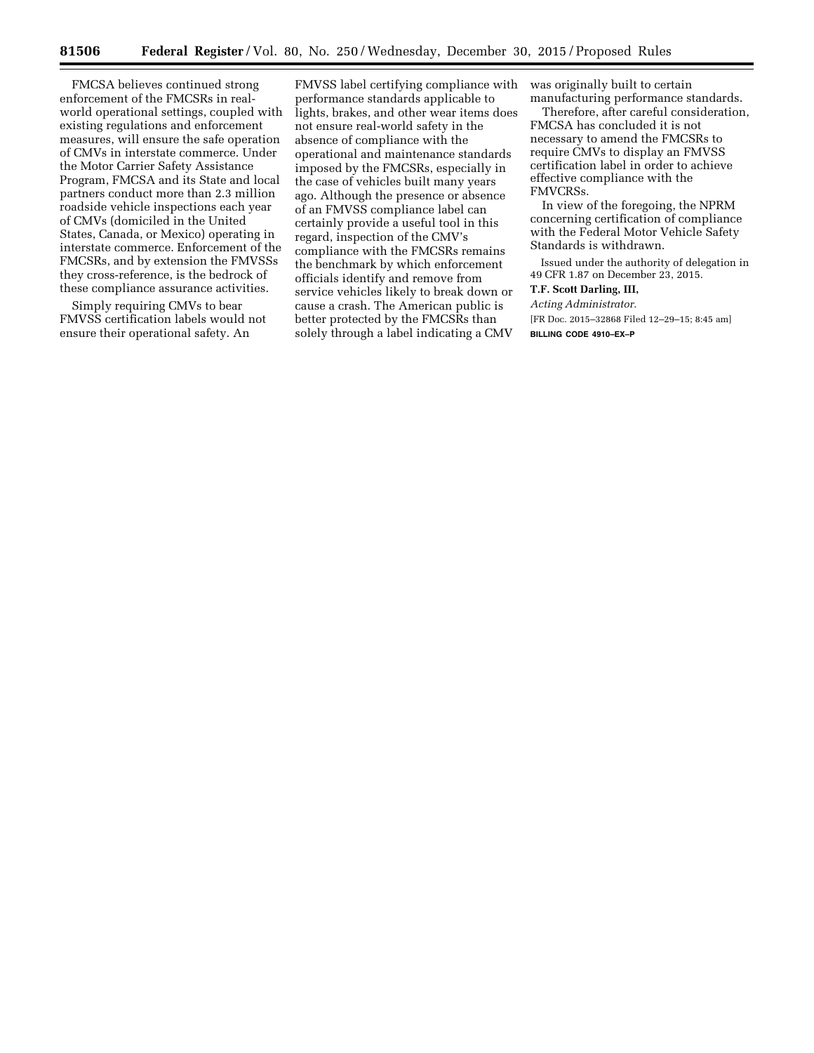FMCSA believes continued strong enforcement of the FMCSRs in real-world operational settings, coupled with existing regulations and enforcement measures, will ensure the safe operation of CMVs in interstate commerce. Under the Motor Carrier Safety Assistance Program, FMCSA and its State and local partners conduct more than 2.3 million roadside vehicle inspections each year of CMVs (domiciled in the United States, Canada, or Mexico) operating in interstate commerce. Enforcement of the FMCSRs, and by extension the FMVSSs they cross-reference, is the bedrock of these compliance assurance activities.

Simply requiring CMVs to bear FMVSS certification labels would not ensure their operational safety. An FMVSS label certifying compliance with performance standards applicable to lights, brakes, and other wear items does not ensure real-world safety in the absence of compliance with the operational and maintenance standards imposed by the FMCSRs, especially in the case of vehicles built many years ago. Although the presence or absence of an FMVSS compliance label can certainly provide a useful tool in this regard, inspection of the CMV's compliance with the FMCSRs remains the benchmark by which enforcement officials identify and remove from service vehicles likely to break down or cause a crash. The American public is better protected by the FMCSRs than solely through a label indicating a CMV was originally built to certain manufacturing performance standards.

Therefore, after careful consideration, FMCSA has concluded it is not necessary to amend the FMCSRs to require CMVs to display an FMVSS certification label in order to achieve effective compliance with the FMVCRSs.

In view of the foregoing, the NPRM concerning certification of compliance with the Federal Motor Vehicle Safety Standards is withdrawn.

Issued under the authority of delegation in 49 CFR 1.87 on December 23, 2015.

**T.F. Scott Darling, III,**

*Acting Administrator.*

[FR Doc. 2015–32868 Filed 12–29–15; 8:45 am]

**BILLING CODE 4910–EX–P**